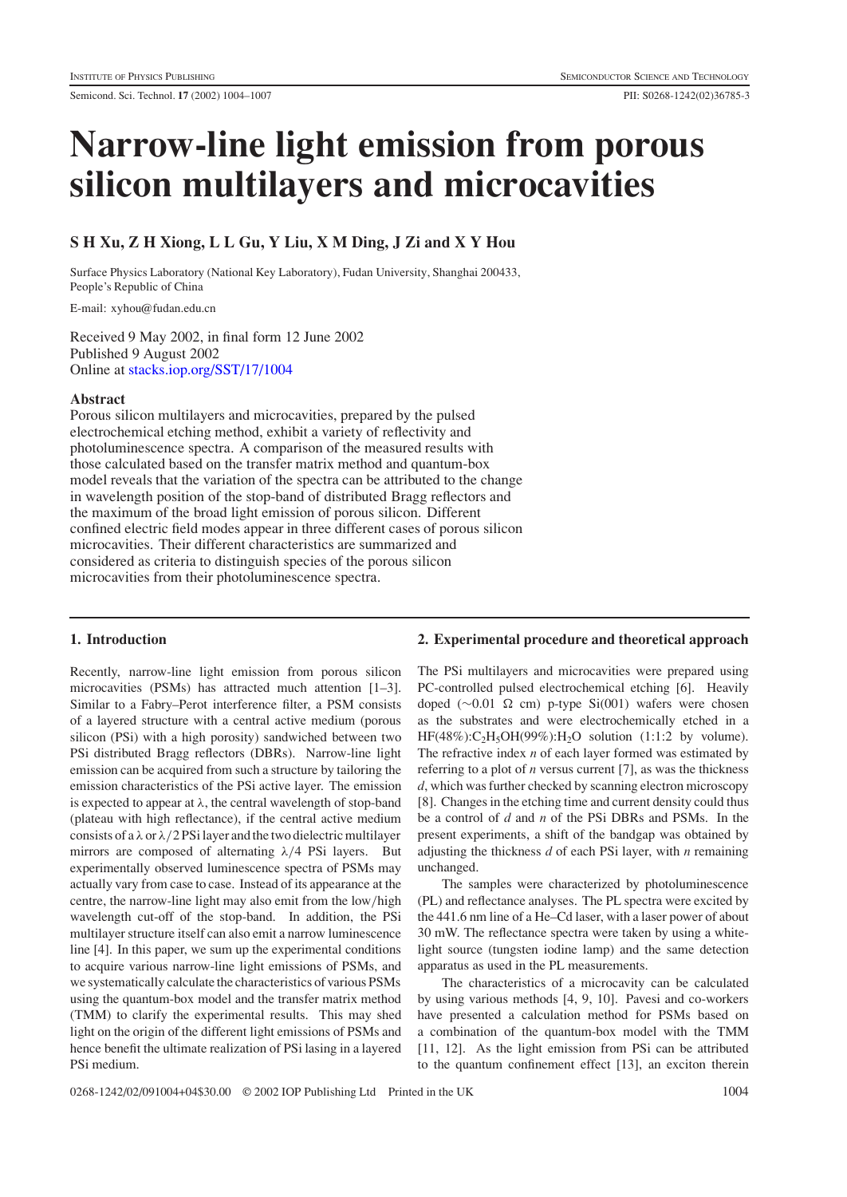# Narrow-line light emission from porous silicon multilayers and microcavities

**S H Xu, Z H Xiong, L L Gu, Y Liu, X M Ding, J Zi and X Y Hou**

Surface Physics Laboratory (National Key Laboratory), Fudan University, Shanghai 200433, People's Republic of China

E-mail: xyhou@fudan.edu.cn

Received 9 May 2002, in final form 12 June 2002
Published 9 August 2002
Online at stacks.iop.org/SST/17/1004

### Abstract

Porous silicon multilayers and microcavities, prepared by the pulsed electrochemical etching method, exhibit a variety of reflectivity and photoluminescence spectra. A comparison of the measured results with those calculated based on the transfer matrix method and quantum-box model reveals that the variation of the spectra can be attributed to the change in wavelength position of the stop-band of distributed Bragg reflectors and the maximum of the broad light emission of porous silicon. Different confined electric field modes appear in three different cases of porous silicon microcavities. Their different characteristics are summarized and considered as criteria to distinguish species of the porous silicon microcavities from their photoluminescence spectra.

## 1. Introduction

Recently, narrow-line light emission from porous silicon microcavities (PSMs) has attracted much attention [1–3]. Similar to a Fabry–Perot interference filter, a PSM consists of a layered structure with a central active medium (porous silicon (PSi) with a high porosity) sandwiched between two PSi distributed Bragg reflectors (DBRs). Narrow-line light emission can be acquired from such a structure by tailoring the emission characteristics of the PSi active layer. The emission is expected to appear at $\lambda$, the central wavelength of stop-band (plateau with high reflectance), if the central active medium consists of a $\lambda$ or $\lambda/2$ PSi layer and the two dielectric multilayer mirrors are composed of alternating $\lambda/4$ PSi layers. But experimentally observed luminescence spectra of PSMs may actually vary from case to case. Instead of its appearance at the centre, the narrow-line light may also emit from the low/high wavelength cut-off of the stop-band. In addition, the PSi multilayer structure itself can also emit a narrow luminescence line [4]. In this paper, we sum up the experimental conditions to acquire various narrow-line light emissions of PSMs, and we systematically calculate the characteristics of various PSMs using the quantum-box model and the transfer matrix method (TMM) to clarify the experimental results. This may shed light on the origin of the different light emissions of PSMs and hence benefit the ultimate realization of PSi lasing in a layered PSi medium.

## 2. Experimental procedure and theoretical approach

The PSi multilayers and microcavities were prepared using PC-controlled pulsed electrochemical etching [6]. Heavily doped (~0.01 Ω cm) p-type Si(001) wafers were chosen as the substrates and were electrochemically etched in a HF(48%):$C_2H_5OH$(99%):$H_2O$ solution (1:1:2 by volume). The refractive index $n$ of each layer formed was estimated by referring to a plot of $n$ versus current [7], as was the thickness $d$, which was further checked by scanning electron microscopy [8]. Changes in the etching time and current density could thus be a control of $d$ and $n$ of the PSi DBRs and PSMs. In the present experiments, a shift of the bandgap was obtained by adjusting the thickness $d$ of each PSi layer, with $n$ remaining unchanged.

The samples were characterized by photoluminescence (PL) and reflectance analyses. The PL spectra were excited by the 441.6 nm line of a He–Cd laser, with a laser power of about 30 mW. The reflectance spectra were taken by using a white-light source (tungsten iodine lamp) and the same detection apparatus as used in the PL measurements.

The characteristics of a microcavity can be calculated by using various methods [4, 9, 10]. Pavesi and co-workers have presented a calculation method for PSMs based on a combination of the quantum-box model with the TMM [11, 12]. As the light emission from PSi can be attributed to the quantum confinement effect [13], an exciton therein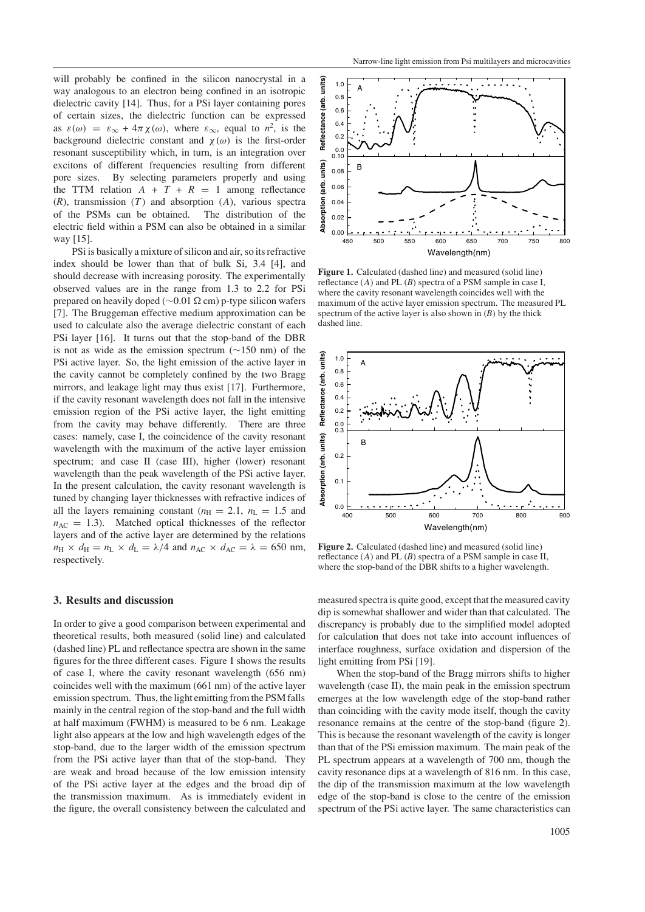will probably be confined in the silicon nanocrystal in a way analogous to an electron being confined in an isotropic dielectric cavity [14]. Thus, for a PSi layer containing pores of certain sizes, the dielectric function can be expressed as $\varepsilon(\omega) = \varepsilon_\infty + 4\pi\chi(\omega)$, where $\varepsilon_\infty$, equal to $n^2$, is the background dielectric constant and $\chi(\omega)$ is the first-order resonant susceptibility which, in turn, is an integration over excitons of different frequencies resulting from different pore sizes. By selecting parameters properly and using the TTM relation $A + T + R = 1$ among reflectance ($R$), transmission ($T$) and absorption ($A$), various spectra of the PSMs can be obtained. The distribution of the electric field within a PSM can also be obtained in a similar way [15].

PSi is basically a mixture of silicon and air, so its refractive index should be lower than that of bulk Si, 3.4 [4], and should decrease with increasing porosity. The experimentally observed values are in the range from 1.3 to 2.2 for PSi prepared on heavily doped (~0.01 Ω cm) p-type silicon wafers [7]. The Bruggeman effective medium approximation can be used to calculate also the average dielectric constant of each PSi layer [16]. It turns out that the stop-band of the DBR is not as wide as the emission spectrum (~150 nm) of the PSi active layer. So, the light emission of the active layer in the cavity cannot be completely confined by the two Bragg mirrors, and leakage light may thus exist [17]. Furthermore, if the cavity resonant wavelength does not fall in the intensive emission region of the PSi active layer, the light emitting from the cavity may behave differently. There are three cases: namely, case I, the coincidence of the cavity resonant wavelength with the maximum of the active layer emission spectrum; and case II (case III), higher (lower) resonant wavelength than the peak wavelength of the PSi active layer. In the present calculation, the cavity resonant wavelength is tuned by changing layer thicknesses with refractive indices of all the layers remaining constant ($n_H = 2.1$, $n_L = 1.5$ and $n_{AC} = 1.3$). Matched optical thicknesses of the reflector layers and of the active layer are determined by the relations $n_H \times d_H = n_L \times d_L = \lambda/4$ and $n_{AC} \times d_{AC} = \lambda = 650$ nm, respectively.

## 3. Results and discussion

In order to give a good comparison between experimental and theoretical results, both measured (solid line) and calculated (dashed line) PL and reflectance spectra are shown in the same figures for the three different cases. Figure 1 shows the results of case I, where the cavity resonant wavelength (656 nm) coincides well with the maximum (661 nm) of the active layer emission spectrum. Thus, the light emitting from the PSM falls mainly in the central region of the stop-band and the full width at half maximum (FWHM) is measured to be 6 nm. Leakage light also appears at the low and high wavelength edges of the stop-band, due to the larger width of the emission spectrum from the PSi active layer than that of the stop-band. They are weak and broad because of the low emission intensity of the PSi active layer at the edges and the broad dip of the transmission maximum. As is immediately evident in the figure, the overall consistency between the calculated and measured spectra is quite good, except that the measured cavity dip is somewhat shallower and wider than that calculated. The discrepancy is probably due to the simplified model adopted for calculation that does not take into account influences of interface roughness, surface oxidation and dispersion of the light emitting from PSi [19].

**Figure 1.** Calculated (dashed line) and measured (solid line) reflectance ($A$) and PL ($B$) spectra of a PSM sample in case I, where the cavity resonant wavelength coincides well with the maximum of the active layer emission spectrum. The measured PL spectrum of the active layer is also shown in ($B$) by the thick dashed line.

**Figure 2.** Calculated (dashed line) and measured (solid line) reflectance ($A$) and PL ($B$) spectra of a PSM sample in case II, where the stop-band of the DBR shifts to a higher wavelength.

When the stop-band of the Bragg mirrors shifts to higher wavelength (case II), the main peak in the emission spectrum emerges at the low wavelength edge of the stop-band rather than coinciding with the cavity mode itself, though the cavity resonance remains at the centre of the stop-band (figure 2). This is because the resonant wavelength of the cavity is longer than that of the PSi emission maximum. The main peak of the PL spectrum appears at a wavelength of 700 nm, though the cavity resonance dips at a wavelength of 816 nm. In this case, the dip of the transmission maximum at the low wavelength edge of the stop-band is close to the centre of the emission spectrum of the PSi active layer. The same characteristics can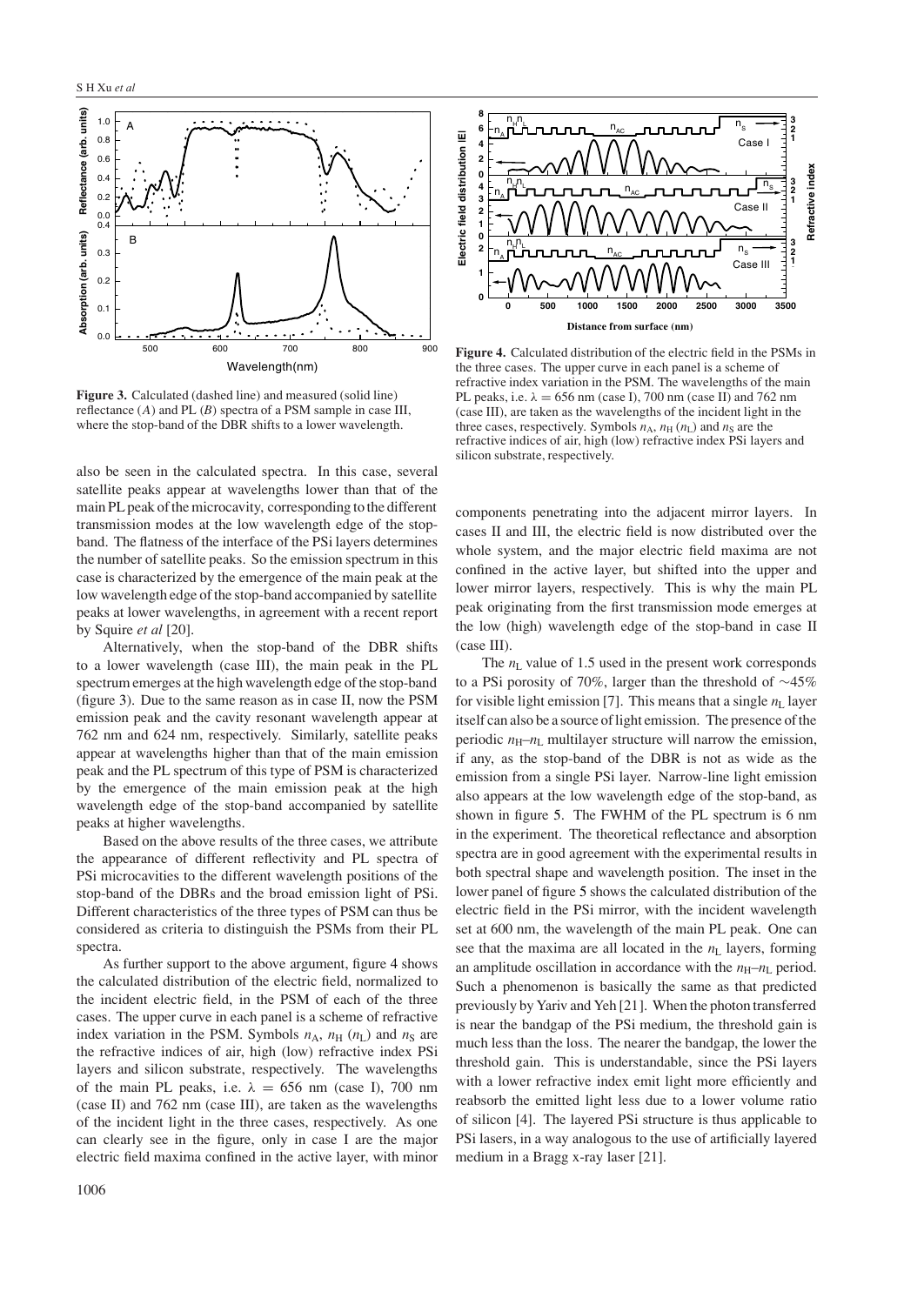**Figure 3.** Calculated (dashed line) and measured (solid line) reflectance (*A*) and PL (*B*) spectra of a PSM sample in case III, where the stop-band of the DBR shifts to a lower wavelength.

**Figure 4.** Calculated distribution of the electric field in the PSMs in the three cases. The upper curve in each panel is a scheme of refractive index variation in the PSM. The wavelengths of the main PL peaks, i.e. $\lambda = 656$ nm (case I), 700 nm (case II) and 762 nm (case III), are taken as the wavelengths of the incident light in the three cases, respectively. Symbols $n_A$, $n_H$ ($n_L$) and $n_S$ are the refractive indices of air, high (low) refractive index PSi layers and silicon substrate, respectively.

also be seen in the calculated spectra. In this case, several satellite peaks appear at wavelengths lower than that of the main PL peak of the microcavity, corresponding to the different transmission modes at the low wavelength edge of the stop-band. The flatness of the interface of the PSi layers determines the number of satellite peaks. So the emission spectrum in this case is characterized by the emergence of the main peak at the low wavelength edge of the stop-band accompanied by satellite peaks at lower wavelengths, in agreement with a recent report by Squire *et al* [20].

Alternatively, when the stop-band of the DBR shifts to a lower wavelength (case III), the main peak in the PL spectrum emerges at the high wavelength edge of the stop-band (figure 3). Due to the same reason as in case II, now the PSM emission peak and the cavity resonant wavelength appear at 762 nm and 624 nm, respectively. Similarly, satellite peaks appear at wavelengths higher than that of the main emission peak and the PL spectrum of this type of PSM is characterized by the emergence of the main emission peak at the high wavelength edge of the stop-band accompanied by satellite peaks at higher wavelengths.

Based on the above results of the three cases, we attribute the appearance of different reflectivity and PL spectra of PSi microcavities to the different wavelength positions of the stop-band of the DBRs and the broad emission light of PSi. Different characteristics of the three types of PSM can thus be considered as criteria to distinguish the PSMs from their PL spectra.

As further support to the above argument, figure 4 shows the calculated distribution of the electric field, normalized to the incident electric field, in the PSM of each of the three cases. The upper curve in each panel is a scheme of refractive index variation in the PSM. Symbols $n_A$, $n_H$ ($n_L$) and $n_S$ are the refractive indices of air, high (low) refractive index PSi layers and silicon substrate, respectively. The wavelengths of the main PL peaks, i.e. $\lambda = 656$ nm (case I), 700 nm (case II) and 762 nm (case III), are taken as the wavelengths of the incident light in the three cases, respectively. As one can clearly see in the figure, only in case I are the major electric field maxima confined in the active layer, with minor components penetrating into the adjacent mirror layers. In cases II and III, the electric field is now distributed over the whole system, and the major electric field maxima are not confined in the active layer, but shifted into the upper and lower mirror layers, respectively. This is why the main PL peak originating from the first transmission mode emerges at the low (high) wavelength edge of the stop-band in case II (case III).

The $n_L$ value of 1.5 used in the present work corresponds to a PSi porosity of 70%, larger than the threshold of ~45% for visible light emission [7]. This means that a single $n_L$ layer itself can also be a source of light emission. The presence of the periodic $n_H$–$n_L$ multilayer structure will narrow the emission, if any, as the stop-band of the DBR is not as wide as the emission from a single PSi layer. Narrow-line light emission also appears at the low wavelength edge of the stop-band, as shown in figure 5. The FWHM of the PL spectrum is 6 nm in the experiment. The theoretical reflectance and absorption spectra are in good agreement with the experimental results in both spectral shape and wavelength position. The inset in the lower panel of figure 5 shows the calculated distribution of the electric field in the PSi mirror, with the incident wavelength set at 600 nm, the wavelength of the main PL peak. One can see that the maxima are all located in the $n_L$ layers, forming an amplitude oscillation in accordance with the $n_H$–$n_L$ period. Such a phenomenon is basically the same as that predicted previously by Yariv and Yeh [21]. When the photon transferred is near the bandgap of the PSi medium, the threshold gain is much less than the loss. The nearer the bandgap, the lower the threshold gain. This is understandable, since the PSi layers with a lower refractive index emit light more efficiently and reabsorb the emitted light less due to a lower volume ratio of silicon [4]. The layered PSi structure is thus applicable to PSi lasers, in a way analogous to the use of artificially layered medium in a Bragg x-ray laser [21].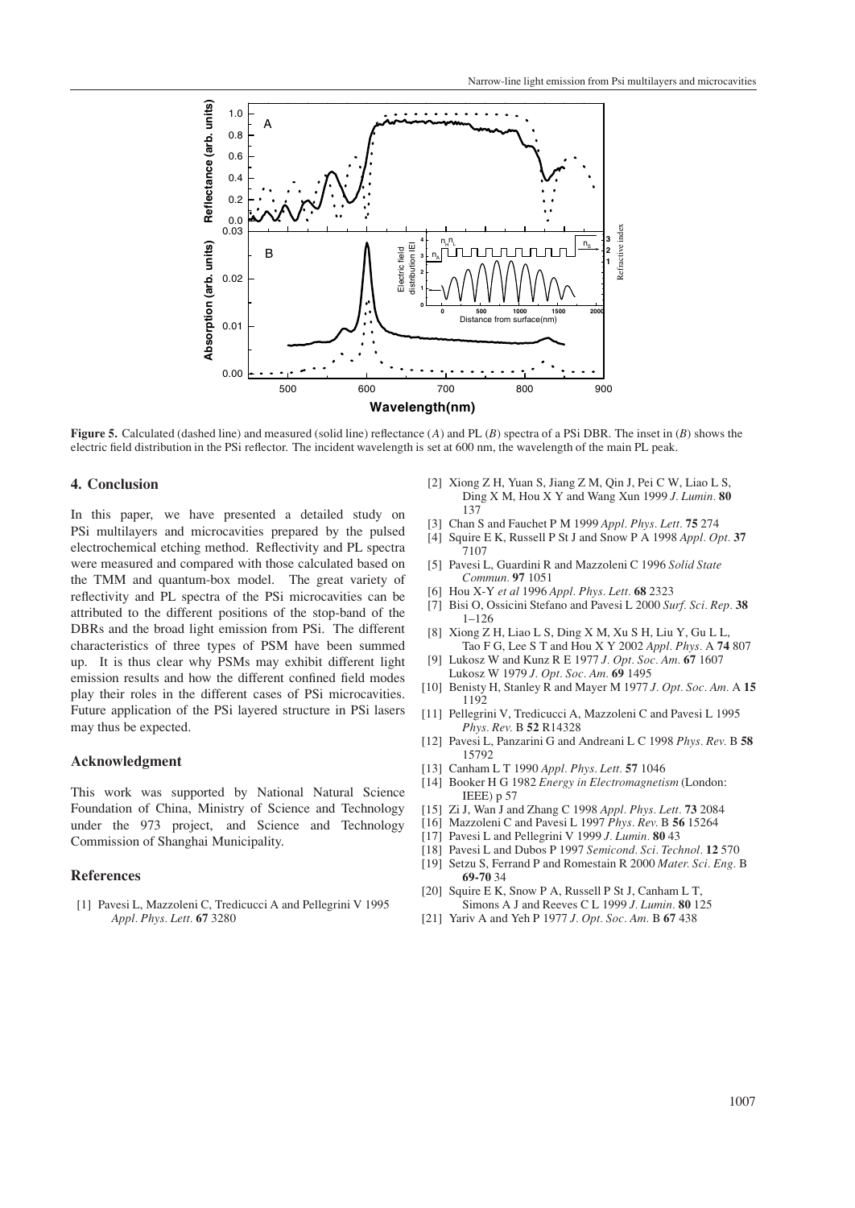Reflectance (arb. units)

1.0
0.8
0.6
0.4
0.2
0.0

A

Absorption (arb. units)

0.03
0.02
0.01
0.00

B

Electric field distribution |E|

$n_H$ $n_L$
$n_A$
$n_S$

Refractive index

Distance from surface(nm)

0 500 1000 1500 2000

500 600 700 800 900

Wavelength(nm)

**Figure 5.** Calculated (dashed line) and measured (solid line) reflectance (*A*) and PL (*B*) spectra of a PSi DBR. The inset in (*B*) shows the electric field distribution in the PSi reflector. The incident wavelength is set at 600 nm, the wavelength of the main PL peak.

## 4. Conclusion

In this paper, we have presented a detailed study on PSi multilayers and microcavities prepared by the pulsed electrochemical etching method. Reflectivity and PL spectra were measured and compared with those calculated based on the TMM and quantum-box model. The great variety of reflectivity and PL spectra of the PSi microcavities can be attributed to the different positions of the stop-band of the DBRs and the broad light emission from PSi. The different characteristics of three types of PSM have been summed up. It is thus clear why PSMs may exhibit different light emission results and how the different confined field modes play their roles in the different cases of PSi microcavities. Future application of the PSi layered structure in PSi lasers may thus be expected.

## Acknowledgment

This work was supported by National Natural Science Foundation of China, Ministry of Science and Technology under the 973 project, and Science and Technology Commission of Shanghai Municipality.

## References

[1] Pavesi L, Mazzoleni C, Tredicucci A and Pellegrini V 1995 *Appl. Phys. Lett.* **67** 3280

[2] Xiong Z H, Yuan S, Jiang Z M, Qin J, Pei C W, Liao L S, Ding X M, Hou X Y and Wang Xun 1999 *J. Lumin.* **80** 137

[3] Chan S and Fauchet P M 1999 *Appl. Phys. Lett.* **75** 274

[4] Squire E K, Russell P St J and Snow P A 1998 *Appl. Opt.* **37** 7107

[5] Pavesi L, Guardini R and Mazzoleni C 1996 *Solid State Commun.* **97** 1051

[6] Hou X-Y *et al* 1996 *Appl. Phys. Lett.* **68** 2323

[7] Bisi O, Ossicini Stefano and Pavesi L 2000 *Surf. Sci. Rep.* **38** 1–126

[8] Xiong Z H, Liao L S, Ding X M, Xu S H, Liu Y, Gu L L, Tao F G, Lee S T and Hou X Y 2002 *Appl. Phys.* A **74** 807

[9] Lukosz W and Kunz R E 1977 *J. Opt. Soc. Am.* **67** 1607
Lukosz W 1979 *J. Opt. Soc. Am.* **69** 1495

[10] Benisty H, Stanley R and Mayer M 1977 *J. Opt. Soc. Am.* A **15** 1192

[11] Pellegrini V, Tredicucci A, Mazzoleni C and Pavesi L 1995 *Phys. Rev.* B **52** R14328

[12] Pavesi L, Panzarini G and Andreani L C 1998 *Phys. Rev.* B **58** 15792

[13] Canham L T 1990 *Appl. Phys. Lett.* **57** 1046

[14] Booker H G 1982 *Energy in Electromagnetism* (London: IEEE) p 57

[15] Zi J, Wan J and Zhang C 1998 *Appl. Phys. Lett.* **73** 2084

[16] Mazzoleni C and Pavesi L 1997 *Phys. Rev.* B **56** 15264

[17] Pavesi L and Pellegrini V 1999 *J. Lumin.* **80** 43

[18] Pavesi L and Dubos P 1997 *Semicond. Sci. Technol.* **12** 570

[19] Setzu S, Ferrand P and Romestain R 2000 *Mater. Sci. Eng.* B **69-70** 34

[20] Squire E K, Snow P A, Russell P St J, Canham L T, Simons A J and Reeves C L 1999 *J. Lumin.* **80** 125

[21] Yariv A and Yeh P 1977 *J. Opt. Soc. Am.* B **67** 438